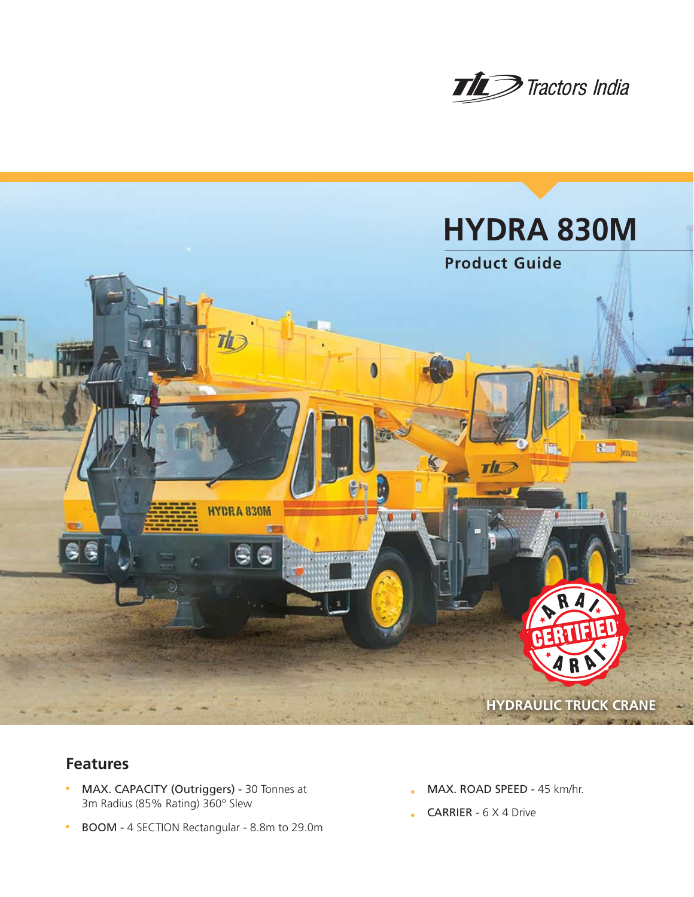Tractors India

# HYDRA 830M

## Product Guide

HYDRAULIC TRUCK CRANE

## Features

- MAX. CAPACITY (Outriggers) - 30 Tonnes at 3m Radius (85% Rating) 360° Slew
- BOOM - 4 SECTION Rectangular - 8.8m to 29.0m
- MAX. ROAD SPEED - 45 km/hr.
- CARRIER - 6 X 4 Drive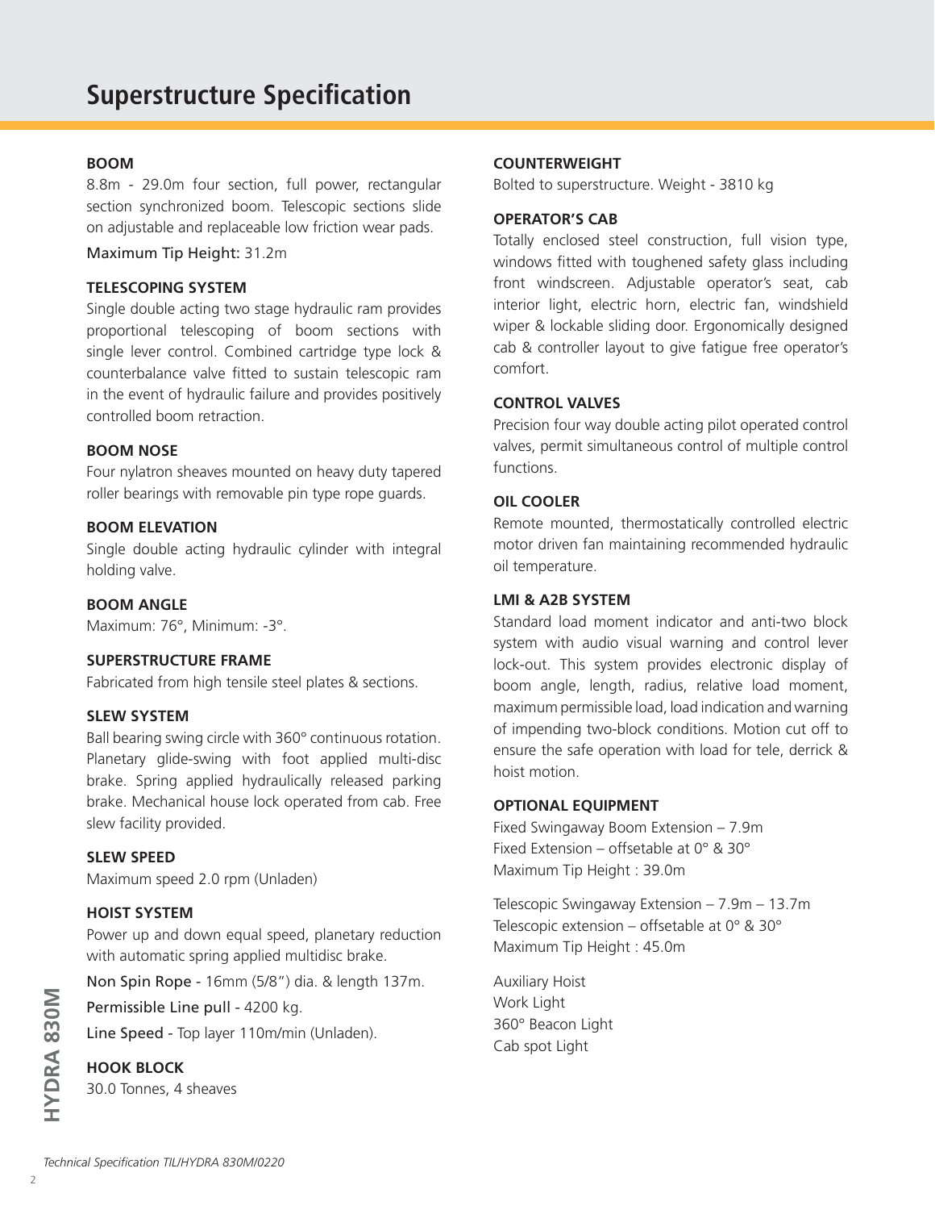# Superstructure Specification

### BOOM

8.8m - 29.0m four section, full power, rectangular section synchronized boom. Telescopic sections slide on adjustable and replaceable low friction wear pads.

Maximum Tip Height: 31.2m

### TELESCOPING SYSTEM

Single double acting two stage hydraulic ram provides proportional telescoping of boom sections with single lever control. Combined cartridge type lock & counterbalance valve fitted to sustain telescopic ram in the event of hydraulic failure and provides positively controlled boom retraction.

### BOOM NOSE

Four nylatron sheaves mounted on heavy duty tapered roller bearings with removable pin type rope guards.

### BOOM ELEVATION

Single double acting hydraulic cylinder with integral holding valve.

### BOOM ANGLE

Maximum: 76°, Minimum: -3°.

### SUPERSTRUCTURE FRAME

Fabricated from high tensile steel plates & sections.

### SLEW SYSTEM

Ball bearing swing circle with 360° continuous rotation. Planetary glide-swing with foot applied multi-disc brake. Spring applied hydraulically released parking brake. Mechanical house lock operated from cab. Free slew facility provided.

### SLEW SPEED

Maximum speed 2.0 rpm (Unladen)

### HOIST SYSTEM

Power up and down equal speed, planetary reduction with automatic spring applied multidisc brake.

Non Spin Rope - 16mm (5/8") dia. & length 137m.

Permissible Line pull - 4200 kg.

Line Speed - Top layer 110m/min (Unladen).

### HOOK BLOCK

30.0 Tonnes, 4 sheaves

### COUNTERWEIGHT

Bolted to superstructure. Weight - 3810 kg

### OPERATOR'S CAB

Totally enclosed steel construction, full vision type, windows fitted with toughened safety glass including front windscreen. Adjustable operator's seat, cab interior light, electric horn, electric fan, windshield wiper & lockable sliding door. Ergonomically designed cab & controller layout to give fatigue free operator's comfort.

### CONTROL VALVES

Precision four way double acting pilot operated control valves, permit simultaneous control of multiple control functions.

### OIL COOLER

Remote mounted, thermostatically controlled electric motor driven fan maintaining recommended hydraulic oil temperature.

### LMI & A2B SYSTEM

Standard load moment indicator and anti-two block system with audio visual warning and control lever lock-out. This system provides electronic display of boom angle, length, radius, relative load moment, maximum permissible load, load indication and warning of impending two-block conditions. Motion cut off to ensure the safe operation with load for tele, derrick & hoist motion.

### OPTIONAL EQUIPMENT

Fixed Swingaway Boom Extension – 7.9m
Fixed Extension – offsetable at 0° & 30°
Maximum Tip Height : 39.0m

Telescopic Swingaway Extension – 7.9m – 13.7m
Telescopic extension – offsetable at 0° & 30°
Maximum Tip Height : 45.0m

Auxiliary Hoist
Work Light
360° Beacon Light
Cab spot Light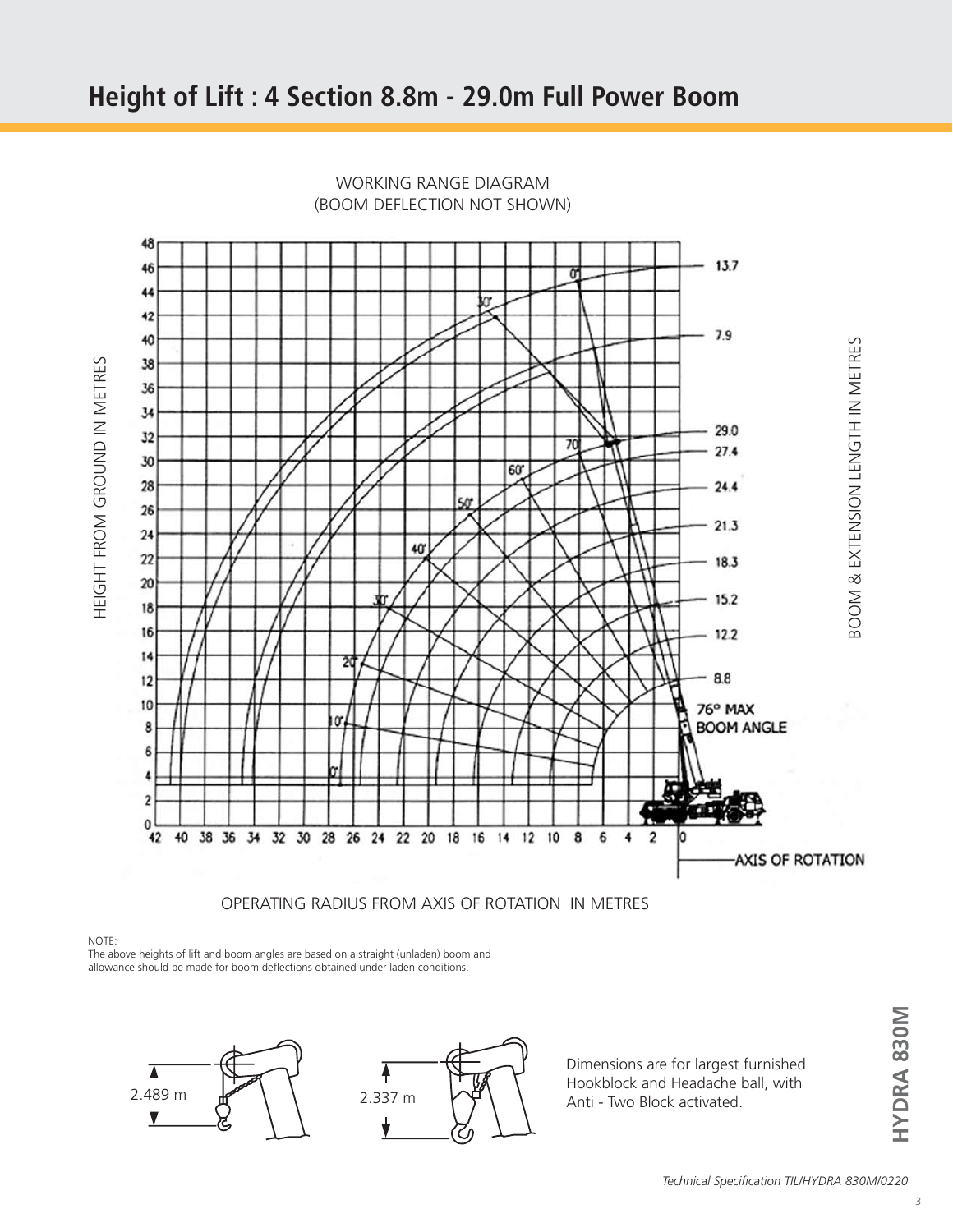# Height of Lift : 4 Section 8.8m - 29.0m Full Power Boom

WORKING RANGE DIAGRAM
(BOOM DEFLECTION NOT SHOWN)

HEIGHT FROM GROUND IN METRES

BOOM & EXTENSION LENGTH IN METRES

76° MAX BOOM ANGLE

AXIS OF ROTATION

OPERATING RADIUS FROM AXIS OF ROTATION IN METRES

NOTE:
The above heights of lift and boom angles are based on a straight (unladen) boom and allowance should be made for boom deflections obtained under laden conditions.

2.489 m

2.337 m

Dimensions are for largest furnished Hookblock and Headache ball, with Anti - Two Block activated.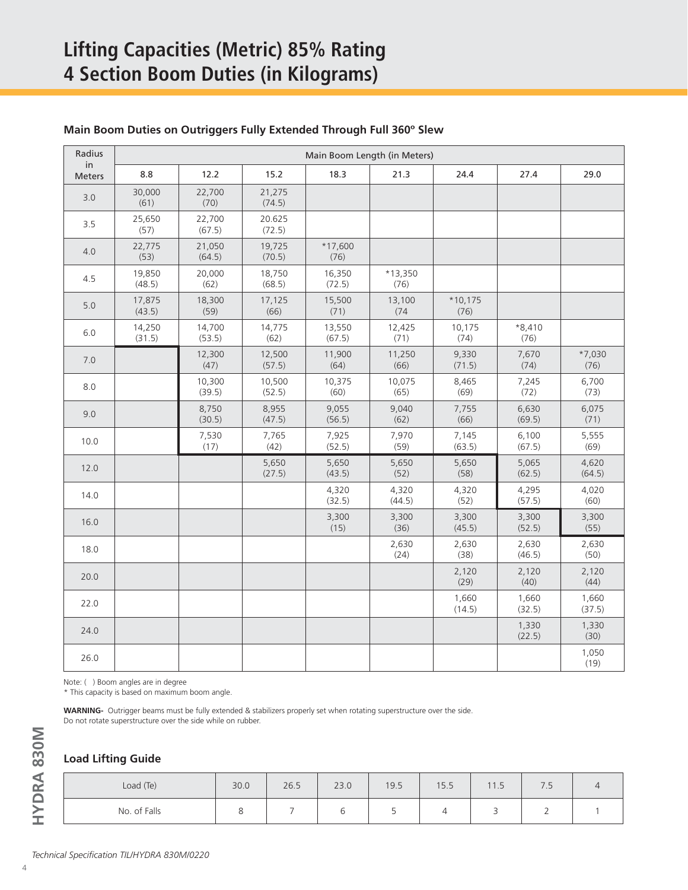# Lifting Capacities (Metric) 85% Rating
# 4 Section Boom Duties (in Kilograms)

### Main Boom Duties on Outriggers Fully Extended Through Full 360º Slew

| Radius in Meters | Main Boom Length (in Meters) | | | | | | | |
|---|---|---|---|---|---|---|---|---|
| | 8.8 | 12.2 | 15.2 | 18.3 | 21.3 | 24.4 | 27.4 | 29.0 |
| 3.0 | 30,000 (61) | 22,700 (70) | 21,275 (74.5) | | | | | |
| 3.5 | 25,650 (57) | 22,700 (67.5) | 20.625 (72.5) | | | | | |
| 4.0 | 22,775 (53) | 21,050 (64.5) | 19,725 (70.5) | *17,600 (76) | | | | |
| 4.5 | 19,850 (48.5) | 20,000 (62) | 18,750 (68.5) | 16,350 (72.5) | *13,350 (76) | | | |
| 5.0 | 17,875 (43.5) | 18,300 (59) | 17,125 (66) | 15,500 (71) | 13,100 (74 | *10,175 (76) | | |
| 6.0 | 14,250 (31.5) | 14,700 (53.5) | 14,775 (62) | 13,550 (67.5) | 12,425 (71) | 10,175 (74) | *8,410 (76) | |
| 7.0 | | 12,300 (47) | 12,500 (57.5) | 11,900 (64) | 11,250 (66) | 9,330 (71.5) | 7,670 (74) | *7,030 (76) |
| 8.0 | | 10,300 (39.5) | 10,500 (52.5) | 10,375 (60) | 10,075 (65) | 8,465 (69) | 7,245 (72) | 6,700 (73) |
| 9.0 | | 8,750 (30.5) | 8,955 (47.5) | 9,055 (56.5) | 9,040 (62) | 7,755 (66) | 6,630 (69.5) | 6,075 (71) |
| 10.0 | | 7,530 (17) | 7,765 (42) | 7,925 (52.5) | 7,970 (59) | 7,145 (63.5) | 6,100 (67.5) | 5,555 (69) |
| 12.0 | | | 5,650 (27.5) | 5,650 (43.5) | 5,650 (52) | 5,650 (58) | 5,065 (62.5) | 4,620 (64.5) |
| 14.0 | | | | 4,320 (32.5) | 4,320 (44.5) | 4,320 (52) | 4,295 (57.5) | 4,020 (60) |
| 16.0 | | | | 3,300 (15) | 3,300 (36) | 3,300 (45.5) | 3,300 (52.5) | 3,300 (55) |
| 18.0 | | | | | 2,630 (24) | 2,630 (38) | 2,630 (46.5) | 2,630 (50) |
| 20.0 | | | | | | 2,120 (29) | 2,120 (40) | 2,120 (44) |
| 22.0 | | | | | | 1,660 (14.5) | 1,660 (32.5) | 1,660 (37.5) |
| 24.0 | | | | | | | 1,330 (22.5) | 1,330 (30) |
| 26.0 | | | | | | | | 1,050 (19) |

Note: ( ) Boom angles are in degree
* This capacity is based on maximum boom angle.

**WARNING-** Outrigger beams must be fully extended & stabilizers properly set when rotating superstructure over the side.
Do not rotate superstructure over the side while on rubber.

### Load Lifting Guide

| Load (Te) | 30.0 | 26.5 | 23.0 | 19.5 | 15.5 | 11.5 | 7.5 | 4 |
|---|---|---|---|---|---|---|---|---|
| No. of Falls | 8 | 7 | 6 | 5 | 4 | 3 | 2 | 1 |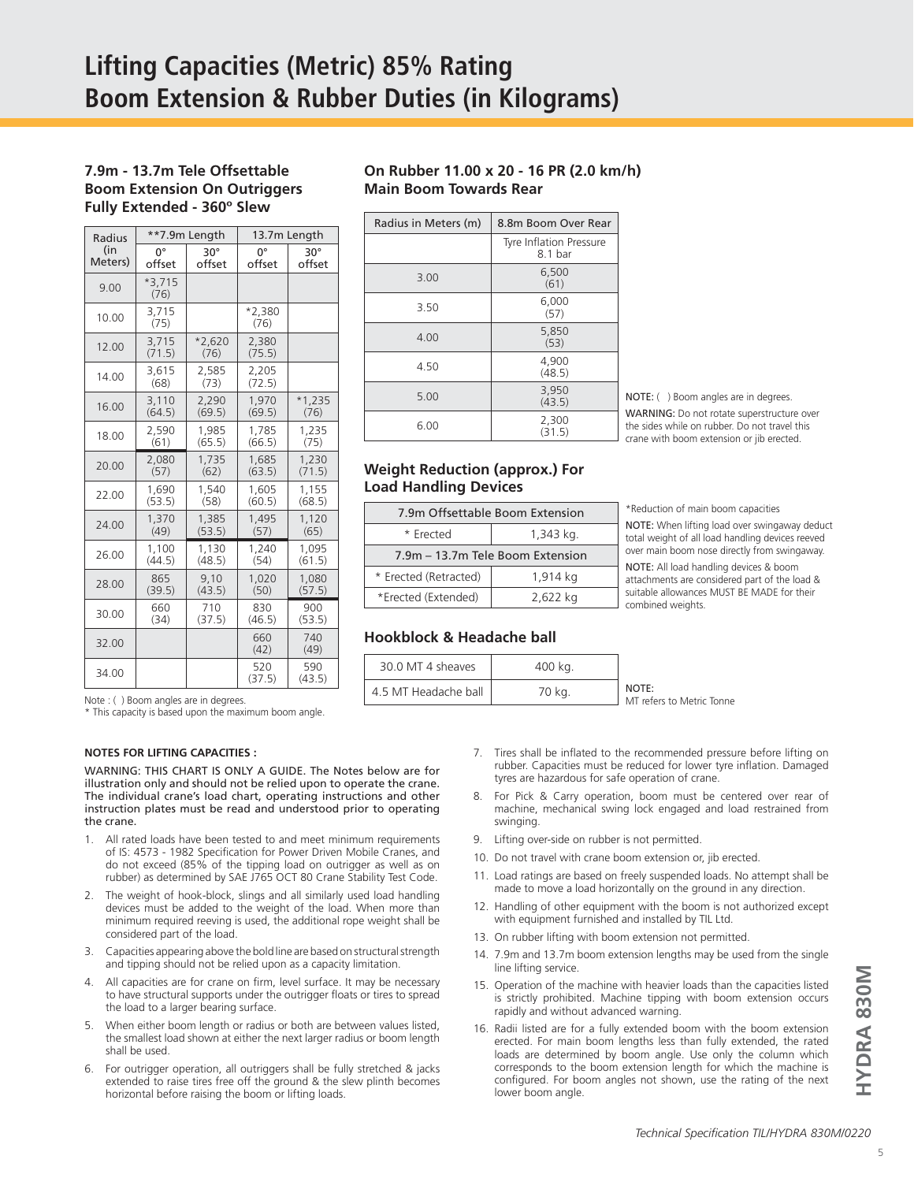# Lifting Capacities (Metric) 85% Rating
# Boom Extension & Rubber Duties (in Kilograms)

### 7.9m - 13.7m Tele Offsettable Boom Extension On Outriggers Fully Extended - 360º Slew

| Radius (in Meters) | **7.9m Length | | 13.7m Length | |
|---|---|---|---|---|
| | 0° offset | 30° offset | 0° offset | 30° offset |
| 9.00 | *3,715 (76) | | | |
| 10.00 | 3,715 (75) | | *2,380 (76) | |
| 12.00 | 3,715 (71.5) | *2,620 (76) | 2,380 (75.5) | |
| 14.00 | 3,615 (68) | 2,585 (73) | 2,205 (72.5) | |
| 16.00 | 3,110 (64.5) | 2,290 (69.5) | 1,970 (69.5) | *1,235 (76) |
| 18.00 | 2,590 (61) | 1,985 (65.5) | 1,785 (66.5) | 1,235 (75) |
| 20.00 | 2,080 (57) | 1,735 (62) | 1,685 (63.5) | 1,230 (71.5) |
| 22.00 | 1,690 (53.5) | 1,540 (58) | 1,605 (60.5) | 1,155 (68.5) |
| 24.00 | 1,370 (49) | 1,385 (53.5) | 1,495 (57) | 1,120 (65) |
| 26.00 | 1,100 (44.5) | 1,130 (48.5) | 1,240 (54) | 1,095 (61.5) |
| 28.00 | 865 (39.5) | 9,10 (43.5) | 1,020 (50) | 1,080 (57.5) |
| 30.00 | 660 (34) | 710 (37.5) | 830 (46.5) | 900 (53.5) |
| 32.00 | | | 660 (42) | 740 (49) |
| 34.00 | | | 520 (37.5) | 590 (43.5) |

Note : ( ) Boom angles are in degrees.
* This capacity is based upon the maximum boom angle.

### On Rubber 11.00 x 20 - 16 PR (2.0 km/h) Main Boom Towards Rear

| Radius in Meters (m) | 8.8m Boom Over Rear |
|---|---|
| | Tyre Inflation Pressure 8.1 bar |
| 3.00 | 6,500 (61) |
| 3.50 | 6,000 (57) |
| 4.00 | 5,850 (53) |
| 4.50 | 4,900 (48.5) |
| 5.00 | 3,950 (43.5) |
| 6.00 | 2,300 (31.5) |

NOTE: ( ) Boom angles are in degrees.

WARNING: Do not rotate superstructure over the sides while on rubber. Do not travel this crane with boom extension or jib erected.

### Weight Reduction (approx.) For Load Handling Devices

| 7.9m Offsettable Boom Extension | |
|---|---|
| * Erected | 1,343 kg. |
| 7.9m – 13.7m Tele Boom Extension | |
| * Erected (Retracted) | 1,914 kg |
| *Erected (Extended) | 2,622 kg |

*Reduction of main boom capacities

NOTE: When lifting load over swingaway deduct total weight of all load handling devices reeved over main boom nose directly from swingaway.

NOTE: All load handling devices & boom attachments are considered part of the load & suitable allowances MUST BE MADE for their combined weights.

### Hookblock & Headache ball

| 30.0 MT 4 sheaves | 400 kg. |
|---|---|
| 4.5 MT Headache ball | 70 kg. |

NOTE: MT refers to Metric Tonne

#### NOTES FOR LIFTING CAPACITIES :

WARNING: THIS CHART IS ONLY A GUIDE. The Notes below are for illustration only and should not be relied upon to operate the crane. The individual crane's load chart, operating instructions and other instruction plates must be read and understood prior to operating the crane.

1. All rated loads have been tested to and meet minimum requirements of IS: 4573 - 1982 Specification for Power Driven Mobile Cranes, and do not exceed (85% of the tipping load on outrigger as well as on rubber) as determined by SAE J765 OCT 80 Crane Stability Test Code.
2. The weight of hook-block, slings and all similarly used load handling devices must be added to the weight of the load. When more than minimum required reeving is used, the additional rope weight shall be considered part of the load.
3. Capacities appearing above the bold line are based on structural strength and tipping should not be relied upon as a capacity limitation.
4. All capacities are for crane on firm, level surface. It may be necessary to have structural supports under the outrigger floats or tires to spread the load to a larger bearing surface.
5. When either boom length or radius or both are between values listed, the smallest load shown at either the next larger radius or boom length shall be used.
6. For outrigger operation, all outriggers shall be fully stretched & jacks extended to raise tires free off the ground & the slew plinth becomes horizontal before raising the boom or lifting loads.
7. Tires shall be inflated to the recommended pressure before lifting on rubber. Capacities must be reduced for lower tyre inflation. Damaged tyres are hazardous for safe operation of crane.
8. For Pick & Carry operation, boom must be centered over rear of machine, mechanical swing lock engaged and load restrained from swinging.
9. Lifting over-side on rubber is not permitted.
10. Do not travel with crane boom extension or, jib erected.
11. Load ratings are based on freely suspended loads. No attempt shall be made to move a load horizontally on the ground in any direction.
12. Handling of other equipment with the boom is not authorized except with equipment furnished and installed by TIL Ltd.
13. On rubber lifting with boom extension not permitted.
14. 7.9m and 13.7m boom extension lengths may be used from the single line lifting service.
15. Operation of the machine with heavier loads than the capacities listed is strictly prohibited. Machine tipping with boom extension occurs rapidly and without advanced warning.
16. Radii listed are for a fully extended boom with the boom extension erected. For main boom lengths less than fully extended, the rated loads are determined by boom angle. Use only the column which corresponds to the boom extension length for which the machine is configured. For boom angles not shown, use the rating of the next lower boom angle.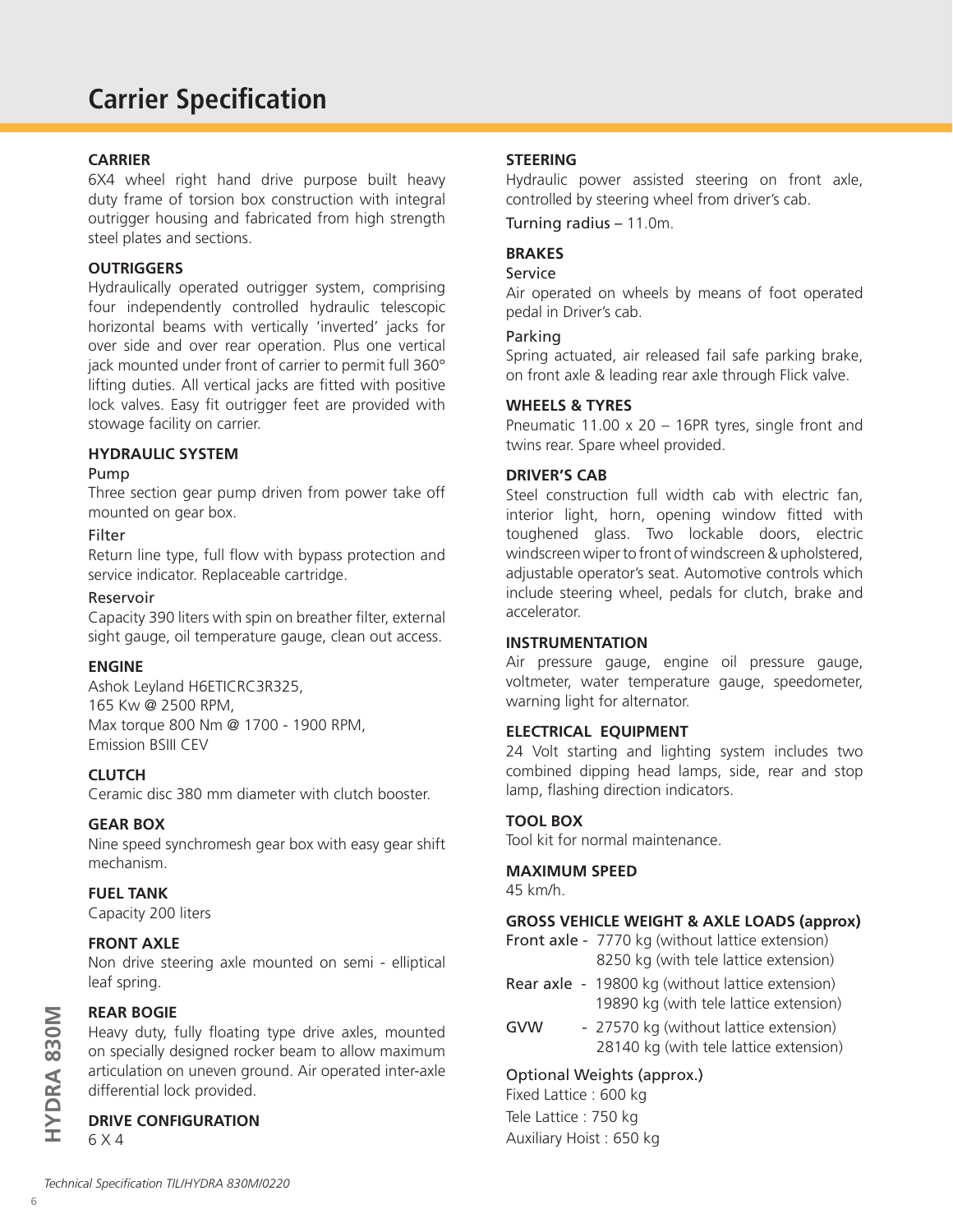# Carrier Specification

### CARRIER

6X4 wheel right hand drive purpose built heavy duty frame of torsion box construction with integral outrigger housing and fabricated from high strength steel plates and sections.

### OUTRIGGERS

Hydraulically operated outrigger system, comprising four independently controlled hydraulic telescopic horizontal beams with vertically 'inverted' jacks for over side and over rear operation. Plus one vertical jack mounted under front of carrier to permit full 360° lifting duties. All vertical jacks are fitted with positive lock valves. Easy fit outrigger feet are provided with stowage facility on carrier.

### HYDRAULIC SYSTEM

Pump

Three section gear pump driven from power take off mounted on gear box.

Filter

Return line type, full flow with bypass protection and service indicator. Replaceable cartridge.

Reservoir

Capacity 390 liters with spin on breather filter, external sight gauge, oil temperature gauge, clean out access.

### ENGINE

Ashok Leyland H6ETICRC3R325,
165 Kw @ 2500 RPM,
Max torque 800 Nm @ 1700 - 1900 RPM,
Emission BSIII CEV

### CLUTCH

Ceramic disc 380 mm diameter with clutch booster.

### GEAR BOX

Nine speed synchromesh gear box with easy gear shift mechanism.

### FUEL TANK

Capacity 200 liters

### FRONT AXLE

Non drive steering axle mounted on semi - elliptical leaf spring.

### REAR BOGIE

Heavy duty, fully floating type drive axles, mounted on specially designed rocker beam to allow maximum articulation on uneven ground. Air operated inter-axle differential lock provided.

### DRIVE CONFIGURATION

6 X 4

### STEERING

Hydraulic power assisted steering on front axle, controlled by steering wheel from driver's cab.

Turning radius – 11.0m.

### BRAKES

Service

Air operated on wheels by means of foot operated pedal in Driver's cab.

Parking

Spring actuated, air released fail safe parking brake, on front axle & leading rear axle through Flick valve.

### WHEELS & TYRES

Pneumatic 11.00 x 20 – 16PR tyres, single front and twins rear. Spare wheel provided.

### DRIVER'S CAB

Steel construction full width cab with electric fan, interior light, horn, opening window fitted with toughened glass. Two lockable doors, electric windscreen wiper to front of windscreen & upholstered, adjustable operator's seat. Automotive controls which include steering wheel, pedals for clutch, brake and accelerator.

### INSTRUMENTATION

Air pressure gauge, engine oil pressure gauge, voltmeter, water temperature gauge, speedometer, warning light for alternator.

### ELECTRICAL EQUIPMENT

24 Volt starting and lighting system includes two combined dipping head lamps, side, rear and stop lamp, flashing direction indicators.

### TOOL BOX

Tool kit for normal maintenance.

### MAXIMUM SPEED

45 km/h.

### GROSS VEHICLE WEIGHT & AXLE LOADS (approx)

Front axle - 7770 kg (without lattice extension)
8250 kg (with tele lattice extension)

Rear axle - 19800 kg (without lattice extension)
19890 kg (with tele lattice extension)

GVW - 27570 kg (without lattice extension)
28140 kg (with tele lattice extension)

Optional Weights (approx.)

Fixed Lattice : 600 kg
Tele Lattice : 750 kg
Auxiliary Hoist : 650 kg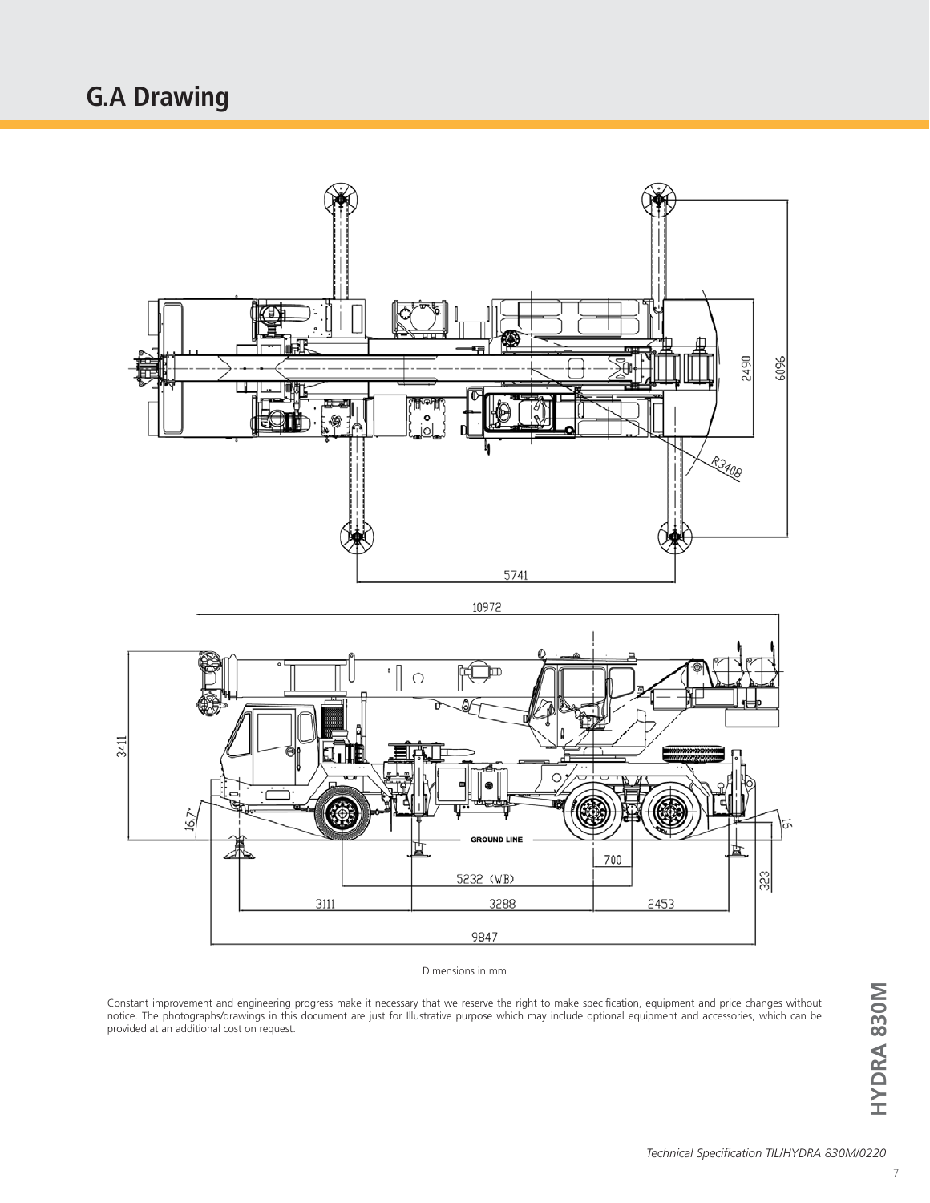# G.A Drawing

Dimensions in mm

Constant improvement and engineering progress make it necessary that we reserve the right to make specification, equipment and price changes without notice. The photographs/drawings in this document are just for Illustrative purpose which may include optional equipment and accessories, which can be provided at an additional cost on request.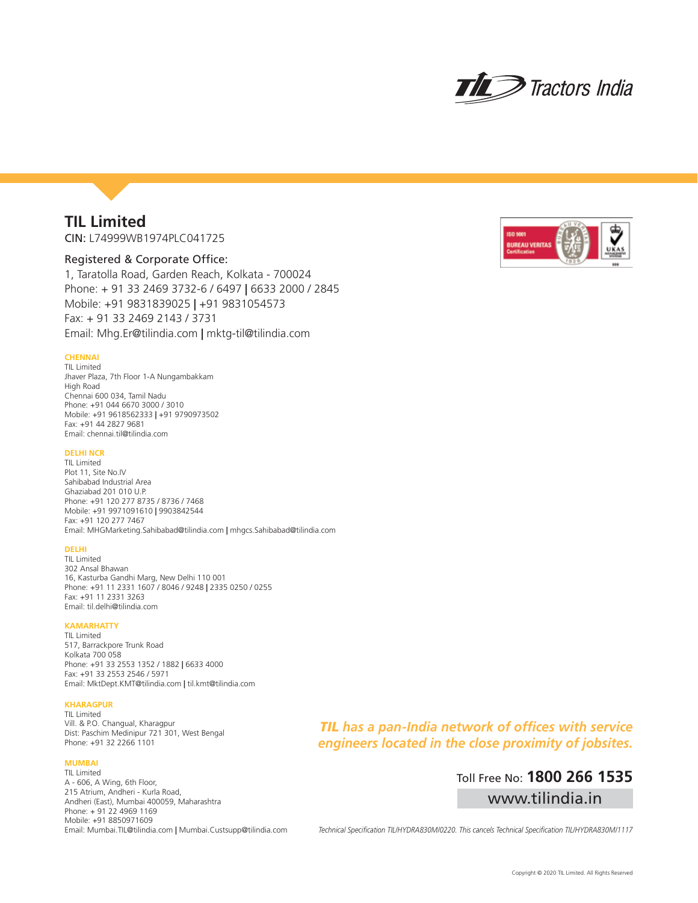Tractors India

# TIL Limited

**CIN:** L74999WB1974PLC041725

Registered & Corporate Office:
1, Taratolla Road, Garden Reach, Kolkata - 700024
Phone: + 91 33 2469 3732-6 / 6497 | 6633 2000 / 2845
Mobile: +91 9831839025 | +91 9831054573
Fax: + 91 33 2469 2143 / 3731
Email: Mhg.Er@tilindia.com | mktg-til@tilindia.com

**CHENNAI**
TIL Limited
Jhaver Plaza, 7th Floor 1-A Nungambakkam
High Road
Chennai 600 034, Tamil Nadu
Phone: +91 044 6670 3000 / 3010
Mobile: +91 9618562333 | +91 9790973502
Fax: +91 44 2827 9681
Email: chennai.til@tilindia.com

**DELHI NCR**
TIL Limited
Plot 11, Site No.IV
Sahibabad Industrial Area
Ghaziabad 201 010 U.P.
Phone: +91 120 277 8735 / 8736 / 7468
Mobile: +91 9971091610 | 9903842544
Fax: +91 120 277 7467
Email: MHGMarketing.Sahibabad@tilindia.com | mhgcs.Sahibabad@tilindia.com

**DELHI**
TIL Limited
302 Ansal Bhawan
16, Kasturba Gandhi Marg, New Delhi 110 001
Phone: +91 11 2331 1607 / 8046 / 9248 | 2335 0250 / 0255
Fax: +91 11 2331 3263
Email: til.delhi@tilindia.com

**KAMARHATTY**
TIL Limited
517, Barrackpore Trunk Road
Kolkata 700 058
Phone: +91 33 2553 1352 / 1882 | 6633 4000
Fax: +91 33 2553 2546 / 5971
Email: MktDept.KMT@tilindia.com | til.kmt@tilindia.com

**KHARAGPUR**
TIL Limited
Vill. & P.O. Changual, Kharagpur
Dist: Paschim Medinipur 721 301, West Bengal
Phone: +91 32 2266 1101

**MUMBAI**
TIL Limited
A - 606, A Wing, 6th Floor,
215 Atrium, Andheri - Kurla Road,
Andheri (East), Mumbai 400059, Maharashtra
Phone: + 91 22 4969 1169
Mobile: +91 8850971609
Email: Mumbai.TIL@tilindia.com | Mumbai.Custsupp@tilindia.com

***TIL has a pan-India network of offices with service engineers located in the close proximity of jobsites.***

Toll Free No: **1800 266 1535**

www.tilindia.in

*Technical Specification TIL/HYDRA830M/0220. This cancels Technical Specification TIL/HYDRA830M/1117*

Copyright © 2020 TIL Limited. All Rights Reserved